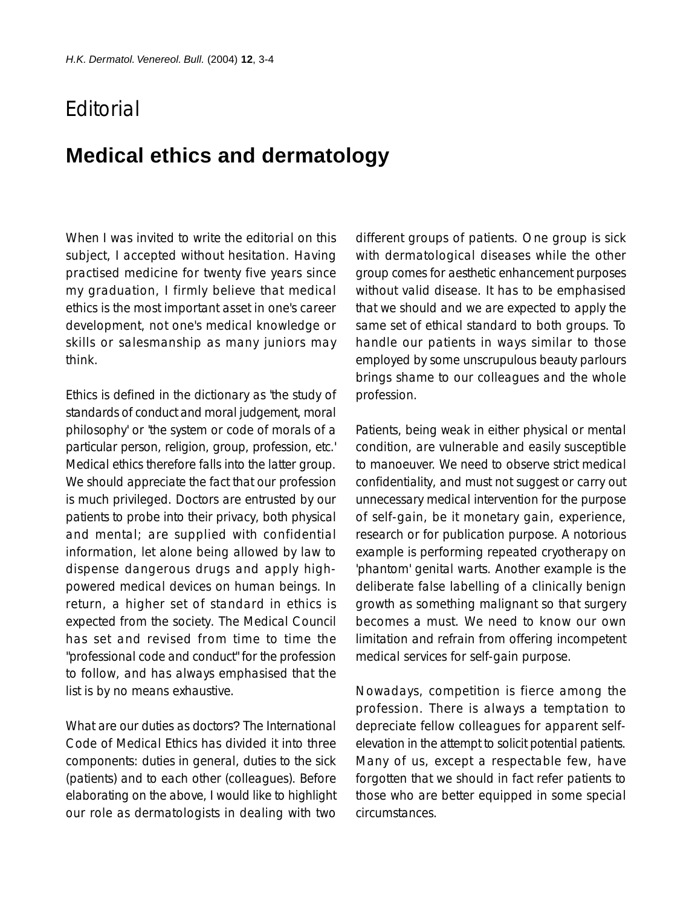Editorial

# Medical ethics and dermatology

When I was invited to write the editorial on this subject, I accepted without hesitation. Having practised medicine for twenty five years since my graduation, I firmly believe that medical ethics is the most important asset in one's career development, not one's medical knowledge or skills or salesmanship as many juniors may think.

Ethics is defined in the dictionary as 'the study of standards of conduct and moral judgement, moral philosophy' or 'the system or code of morals of a particular person, religion, group, profession, etc.' Medical ethics therefore falls into the latter group. We should appreciate the fact that our profession is much privileged. Doctors are entrusted by our patients to probe into their privacy, both physical and mental; are supplied with confidential information, let alone being allowed by law to dispense dangerous drugs and apply high-powered medical devices on human beings. In return, a higher set of standard in ethics is expected from the society. The Medical Council has set and revised from time to time the "professional code and conduct" for the profession to follow, and has always emphasised that the list is by no means exhaustive.

What are our duties as doctors? The International Code of Medical Ethics has divided it into three components: duties in general, duties to the sick (patients) and to each other (colleagues). Before elaborating on the above, I would like to highlight our role as dermatologists in dealing with two different groups of patients. One group is sick with dermatological diseases while the other group comes for aesthetic enhancement purposes without valid disease. It has to be emphasised that we should and we are expected to apply the same set of ethical standard to both groups. To handle our patients in ways similar to those employed by some unscrupulous beauty parlours brings shame to our colleagues and the whole profession.

Patients, being weak in either physical or mental condition, are vulnerable and easily susceptible to manoeuver. We need to observe strict medical confidentiality, and must not suggest or carry out unnecessary medical intervention for the purpose of self-gain, be it monetary gain, experience, research or for publication purpose. A notorious example is performing repeated cryotherapy on 'phantom' genital warts. Another example is the deliberate false labelling of a clinically benign growth as something malignant so that surgery becomes a must. We need to know our own limitation and refrain from offering incompetent medical services for self-gain purpose.

Nowadays, competition is fierce among the profession. There is always a temptation to depreciate fellow colleagues for apparent self-elevation in the attempt to solicit potential patients. Many of us, except a respectable few, have forgotten that we should in fact refer patients to those who are better equipped in some special circumstances.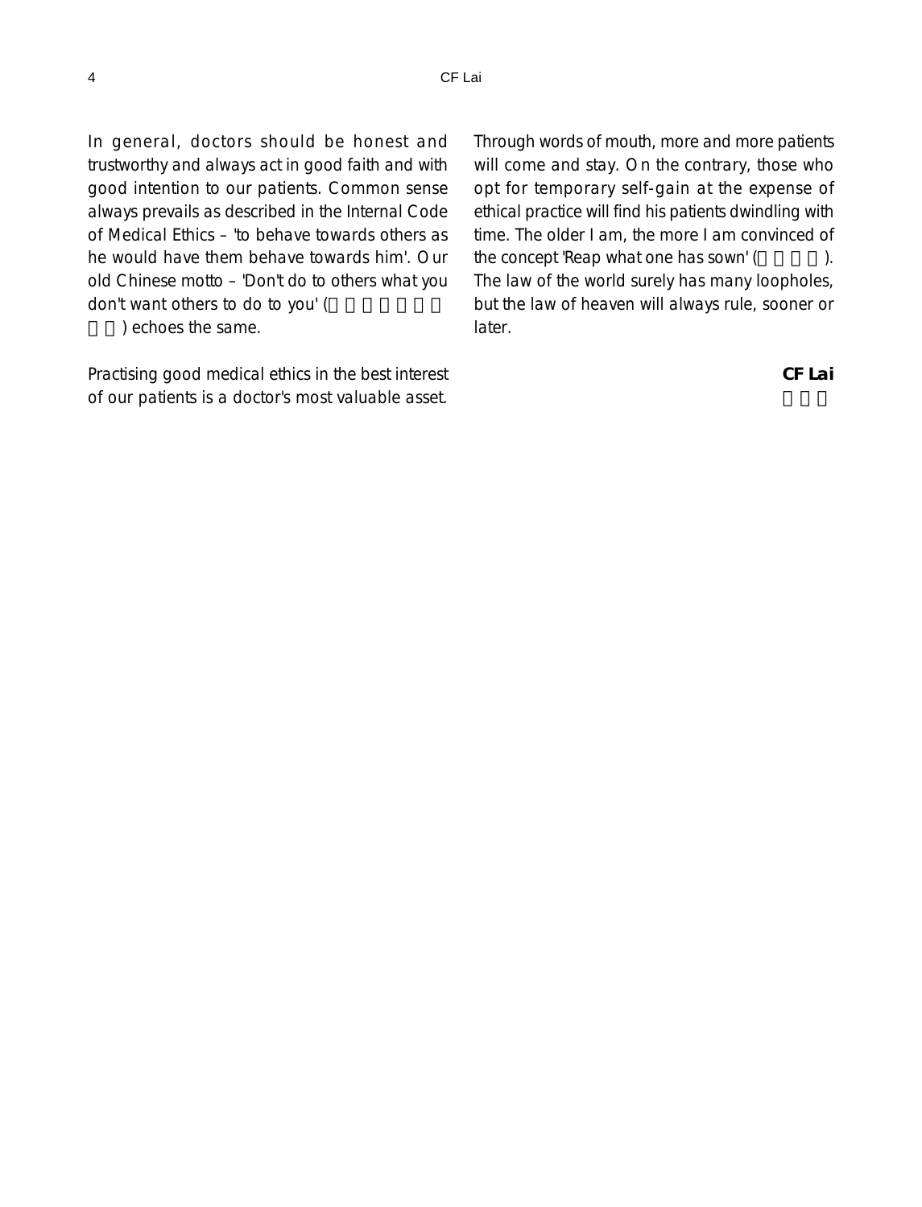In general, doctors should be honest and trustworthy and always act in good faith and with good intention to our patients. Common sense always prevails as described in the Internal Code of Medical Ethics – 'to behave towards others as he would have them behave towards him'. Our old Chinese motto – 'Don't do to others what you don't want others to do to you' ( ) echoes the same.

Practising good medical ethics in the best interest of our patients is a doctor's most valuable asset. Through words of mouth, more and more patients will come and stay. On the contrary, those who opt for temporary self-gain at the expense of ethical practice will find his patients dwindling with time. The older I am, the more I am convinced of the concept 'Reap what one has sown' ( ). The law of the world surely has many loopholes, but the law of heaven will always rule, sooner or later.

**CF Lai**